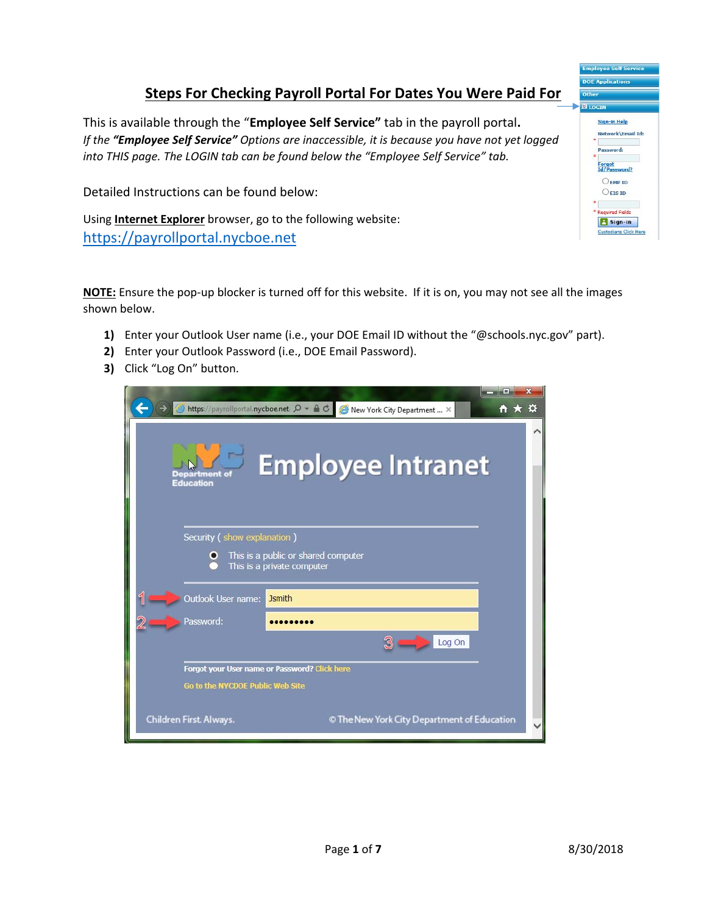# Steps For Checking Payroll Portal For Dates You Were Paid For

This is available through the "**Employee Self Service**" tab in the payroll portal.
*If the **"Employee Self Service"** Options are inaccessible, it is because you have not yet logged into THIS page. The LOGIN tab can be found below the "Employee Self Service" tab.*

Detailed Instructions can be found below:

Using **Internet Explorer** browser, go to the following website:
https://payrollportal.nycboe.net

**NOTE:** Ensure the pop-up blocker is turned off for this website. If it is on, you may not see all the images shown below.

1) Enter your Outlook User name (i.e., your DOE Email ID without the "@schools.nyc.gov" part).
2) Enter your Outlook Password (i.e., DOE Email Password).
3) Click "Log On" button.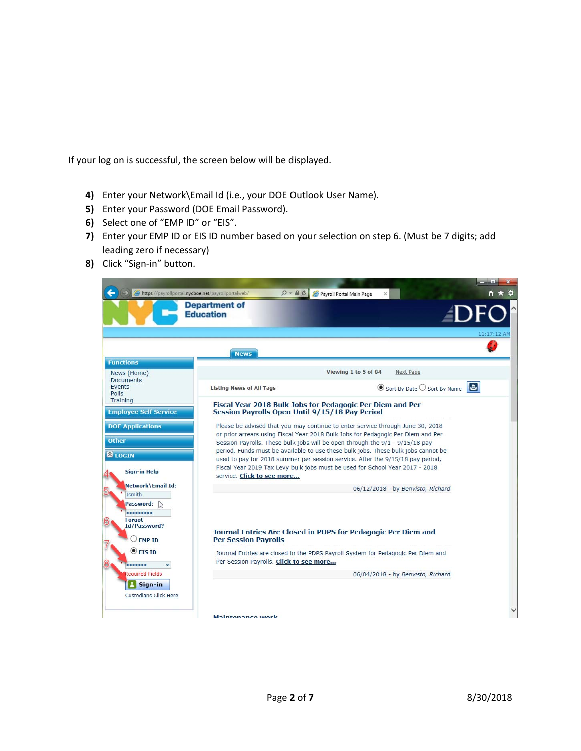If your log on is successful, the screen below will be displayed.

4) Enter your Network\Email Id (i.e., your DOE Outlook User Name).
5) Enter your Password (DOE Email Password).
6) Select one of "EMP ID" or "EIS".
7) Enter your EMP ID or EIS ID number based on your selection on step 6. (Must be 7 digits; add leading zero if necessary)
8) Click "Sign-in" button.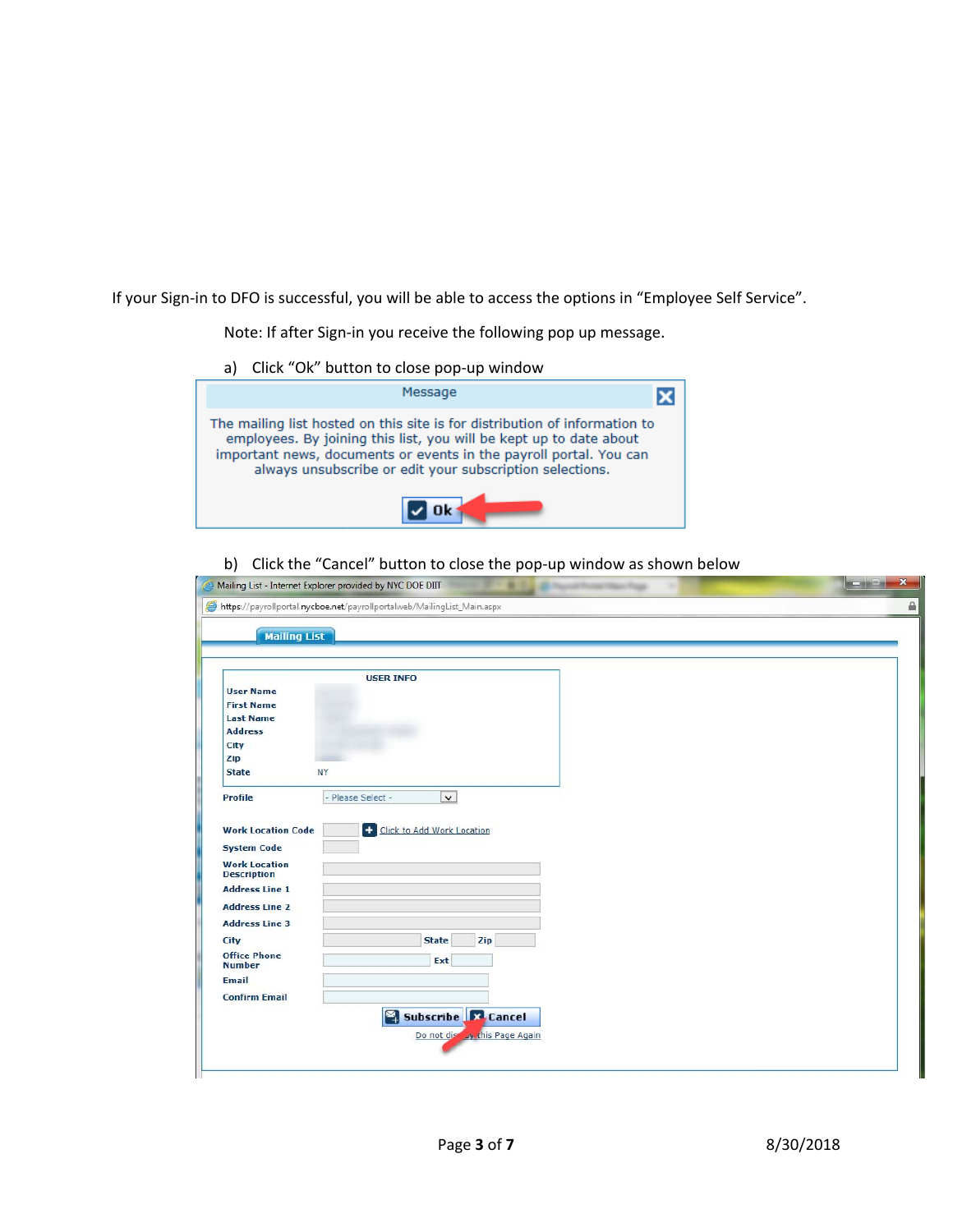If your Sign-in to DFO is successful, you will be able to access the options in "Employee Self Service".

Note: If after Sign-in you receive the following pop up message.

a) Click "Ok" button to close pop-up window

b) Click the "Cancel" button to close the pop-up window as shown below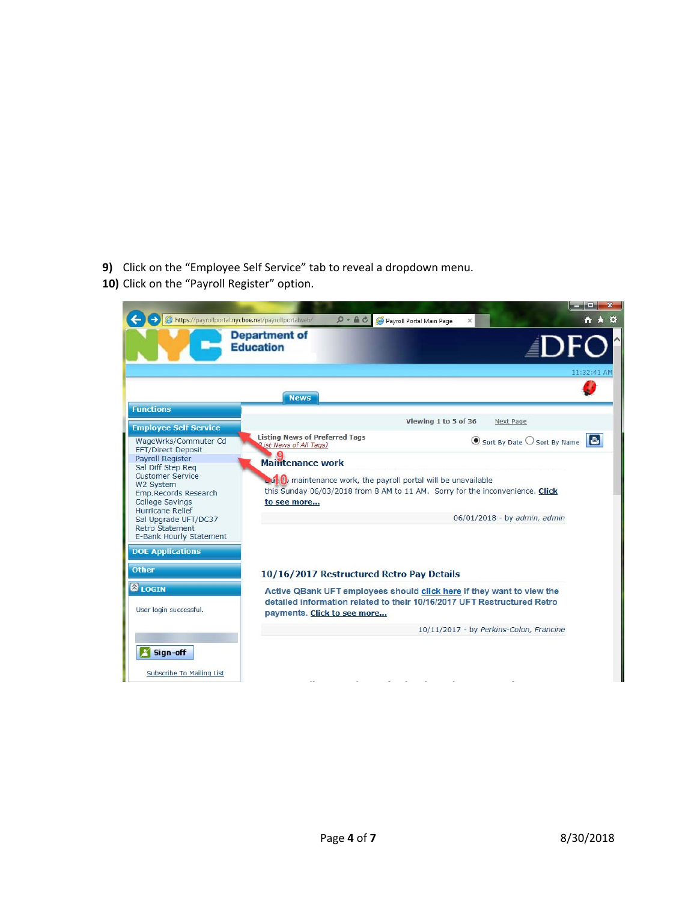9) Click on the "Employee Self Service" tab to reveal a dropdown menu.
10) Click on the "Payroll Register" option.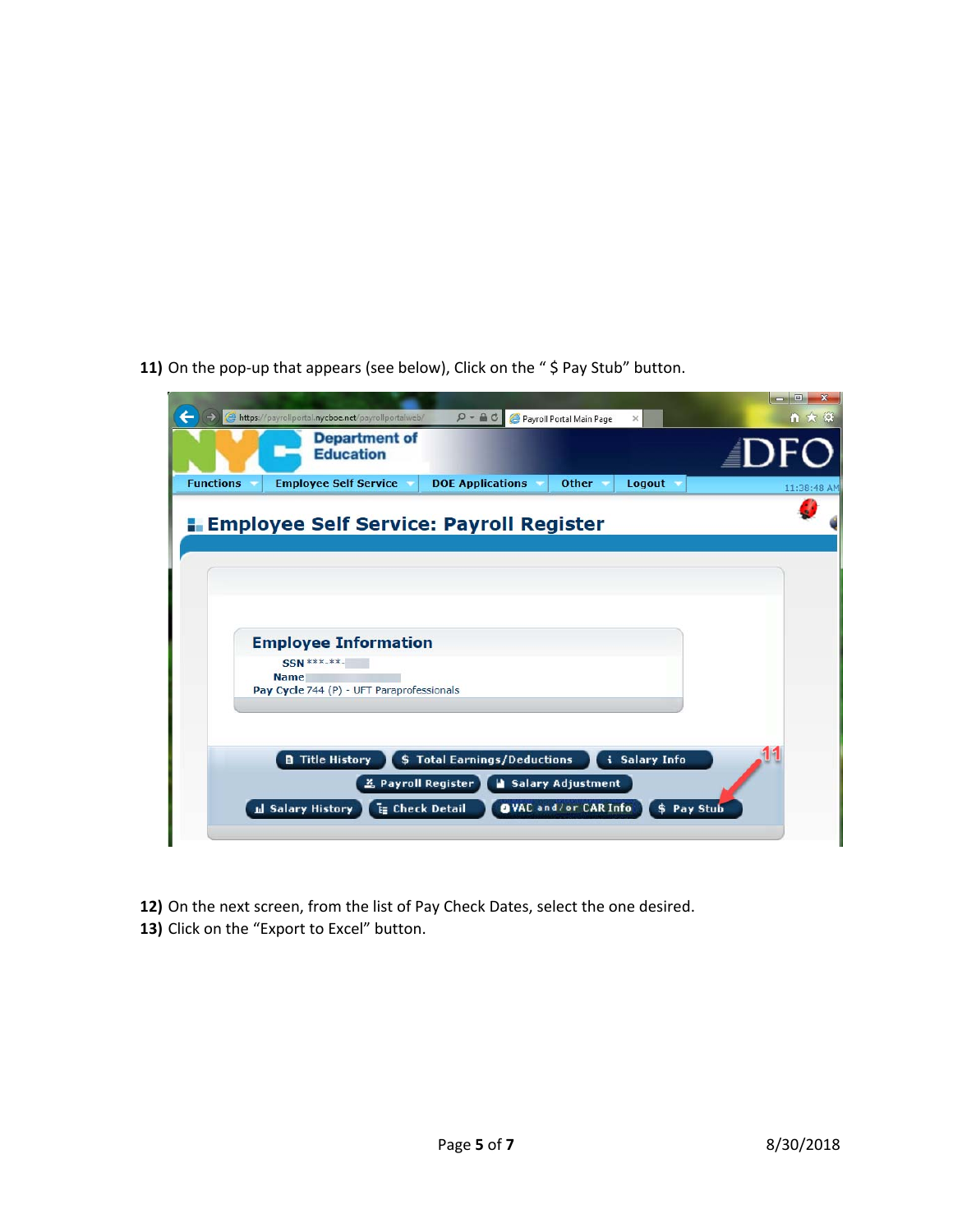**11)** On the pop-up that appears (see below), Click on the " $ Pay Stub" button.

**12)** On the next screen, from the list of Pay Check Dates, select the one desired.

**13)** Click on the "Export to Excel" button.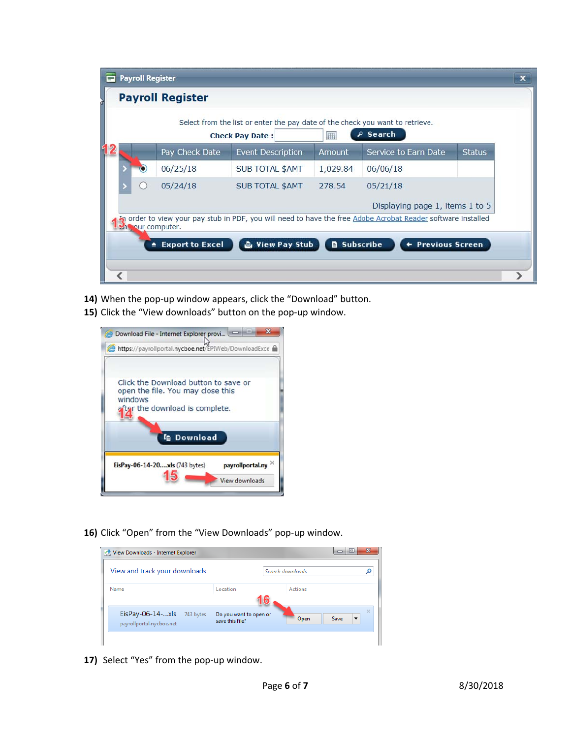14) When the pop-up window appears, click the “Download” button.

15) Click the “View downloads” button on the pop-up window.

16) Click “Open” from the “View Downloads” pop-up window.

17) Select “Yes” from the pop-up window.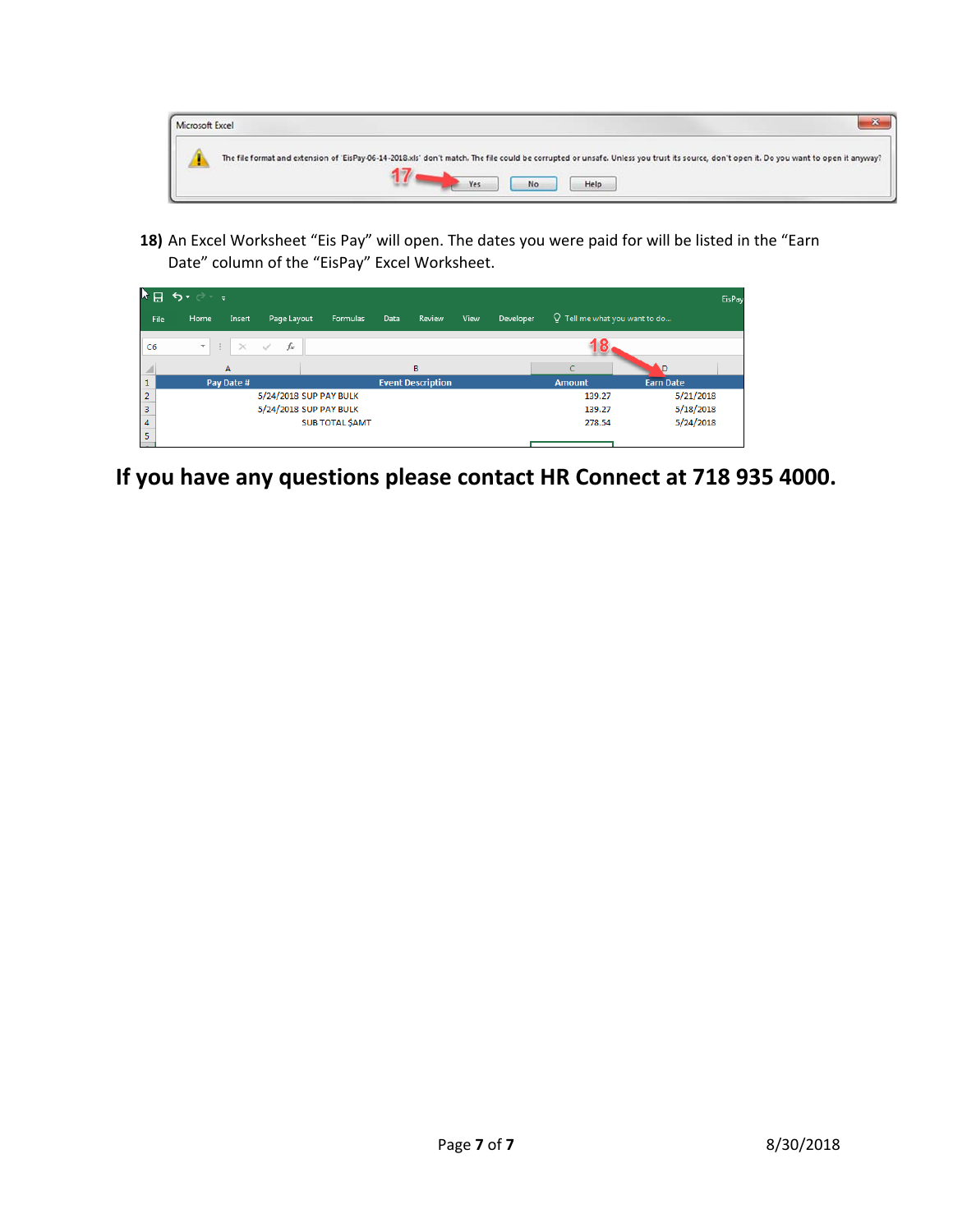18) An Excel Worksheet "Eis Pay" will open. The dates you were paid for will be listed in the "Earn Date" column of the "EisPay" Excel Worksheet.

**If you have any questions please contact HR Connect at 718 935 4000.**